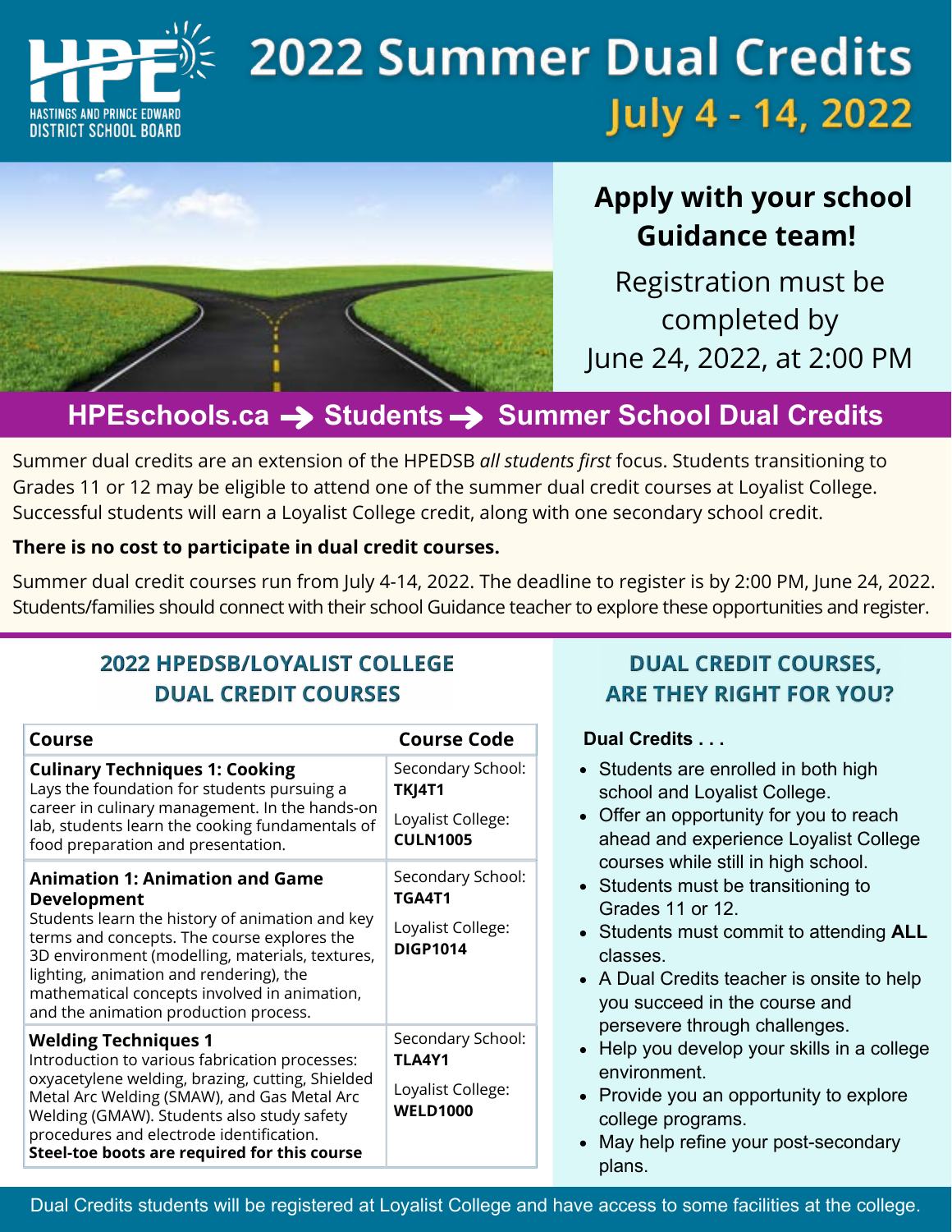HASTINGS AND PRINCE EDWARD DISTRICT SCHOOL BOARD

# 2022 Summer Dual Credits

## July 4 - 14, 2022

**Apply with your school Guidance team!**

Registration must be completed by June 24, 2022, at 2:00 PM

**HPEschools.ca → Students → Summer School Dual Credits**

Summer dual credits are an extension of the HPEDSB *all students first* focus. Students transitioning to Grades 11 or 12 may be eligible to attend one of the summer dual credit courses at Loyalist College. Successful students will earn a Loyalist College credit, along with one secondary school credit.

**There is no cost to participate in dual credit courses.**

Summer dual credit courses run from July 4-14, 2022. The deadline to register is by 2:00 PM, June 24, 2022. Students/families should connect with their school Guidance teacher to explore these opportunities and register.

## 2022 HPEDSB/LOYALIST COLLEGE DUAL CREDIT COURSES

| Course | Course Code |
|---|---|
| **Culinary Techniques 1: Cooking** Lays the foundation for students pursuing a career in culinary management. In the hands-on lab, students learn the cooking fundamentals of food preparation and presentation. | Secondary School: **TKJ4T1** Loyalist College: **CULN1005** |
| **Animation 1: Animation and Game Development** Students learn the history of animation and key terms and concepts. The course explores the 3D environment (modelling, materials, textures, lighting, animation and rendering), the mathematical concepts involved in animation, and the animation production process. | Secondary School: **TGA4T1** Loyalist College: **DIGP1014** |
| **Welding Techniques 1** Introduction to various fabrication processes: oxyacetylene welding, brazing, cutting, Shielded Metal Arc Welding (SMAW), and Gas Metal Arc Welding (GMAW). Students also study safety procedures and electrode identification. **Steel-toe boots are required for this course** | Secondary School: **TLA4Y1** Loyalist College: **WELD1000** |

## DUAL CREDIT COURSES, ARE THEY RIGHT FOR YOU?

**Dual Credits . . .**

- Students are enrolled in both high school and Loyalist College.
- Offer an opportunity for you to reach ahead and experience Loyalist College courses while still in high school.
- Students must be transitioning to Grades 11 or 12.
- Students must commit to attending **ALL** classes.
- A Dual Credits teacher is onsite to help you succeed in the course and persevere through challenges.
- Help you develop your skills in a college environment.
- Provide you an opportunity to explore college programs.
- May help refine your post-secondary plans.

Dual Credits students will be registered at Loyalist College and have access to some facilities at the college.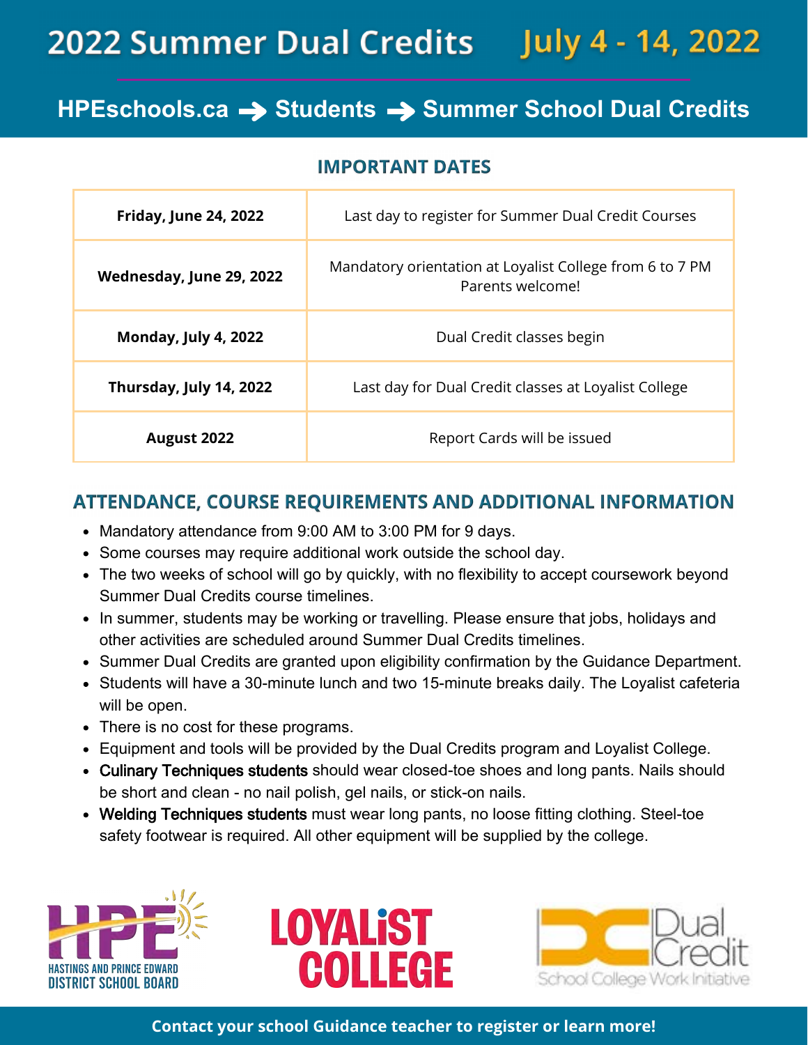# 2022 Summer Dual Credits July 4 - 14, 2022

## HPEschools.ca → Students → Summer School Dual Credits

### IMPORTANT DATES

| | |
|---|---|
| **Friday, June 24, 2022** | Last day to register for Summer Dual Credit Courses |
| **Wednesday, June 29, 2022** | Mandatory orientation at Loyalist College from 6 to 7 PM Parents welcome! |
| **Monday, July 4, 2022** | Dual Credit classes begin |
| **Thursday, July 14, 2022** | Last day for Dual Credit classes at Loyalist College |
| **August 2022** | Report Cards will be issued |

### ATTENDANCE, COURSE REQUIREMENTS AND ADDITIONAL INFORMATION

- Mandatory attendance from 9:00 AM to 3:00 PM for 9 days.
- Some courses may require additional work outside the school day.
- The two weeks of school will go by quickly, with no flexibility to accept coursework beyond Summer Dual Credits course timelines.
- In summer, students may be working or travelling. Please ensure that jobs, holidays and other activities are scheduled around Summer Dual Credits timelines.
- Summer Dual Credits are granted upon eligibility confirmation by the Guidance Department.
- Students will have a 30-minute lunch and two 15-minute breaks daily. The Loyalist cafeteria will be open.
- There is no cost for these programs.
- Equipment and tools will be provided by the Dual Credits program and Loyalist College.
- Culinary Techniques students should wear closed-toe shoes and long pants. Nails should be short and clean - no nail polish, gel nails, or stick-on nails.
- Welding Techniques students must wear long pants, no loose fitting clothing. Steel-toe safety footwear is required. All other equipment will be supplied by the college.

HPE HASTINGS AND PRINCE EDWARD DISTRICT SCHOOL BOARD

LOYALIST COLLEGE

Dual Credit School College Work Initiative

**Contact your school Guidance teacher to register or learn more!**